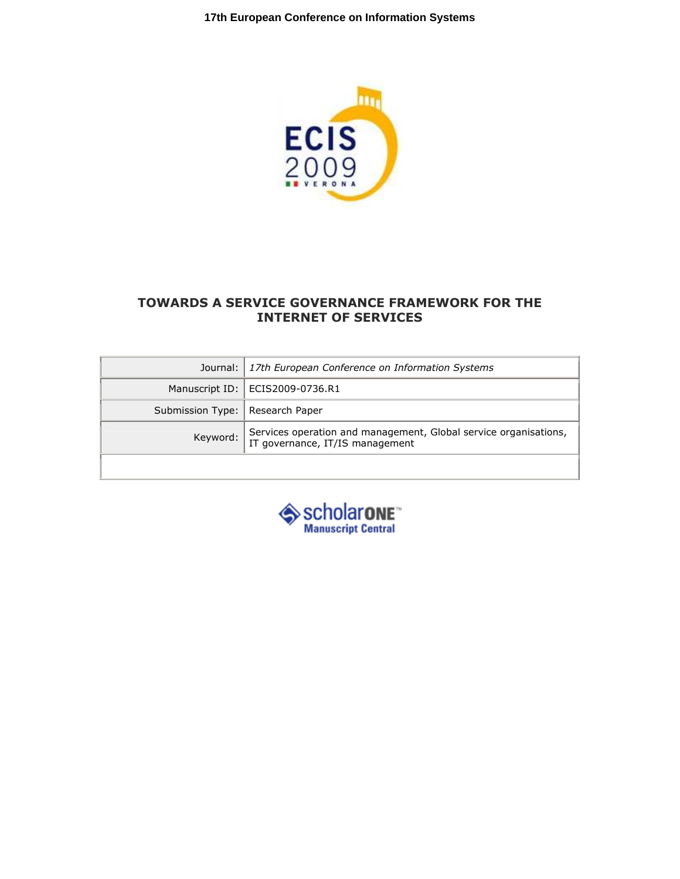# TOWARDS A SERVICE GOVERNANCE FRAMEWORK FOR THE INTERNET OF SERVICES

| | |
|---|---|
| Journal: | *17th European Conference on Information Systems* |
| Manuscript ID: | ECIS2009-0736.R1 |
| Submission Type: | Research Paper |
| Keyword: | Services operation and management, Global service organisations, IT governance, IT/IS management |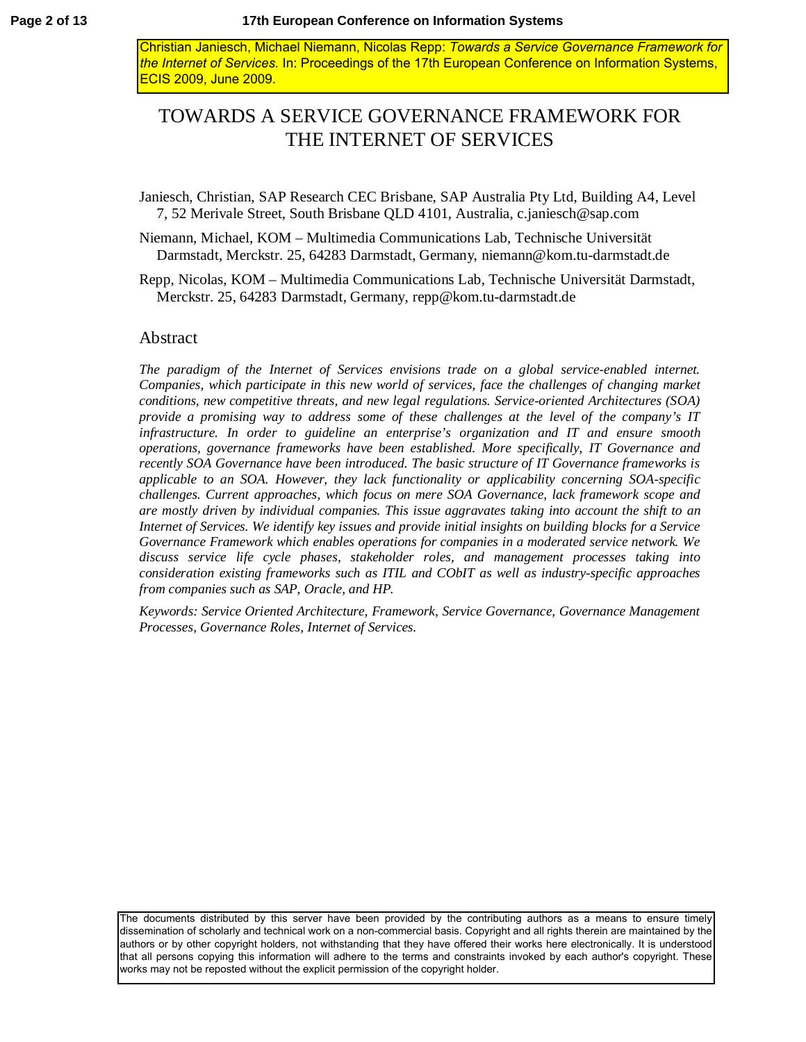Christian Janiesch, Michael Niemann, Nicolas Repp: *Towards a Service Governance Framework for the Internet of Services.* In: Proceedings of the 17th European Conference on Information Systems, ECIS 2009, June 2009.

# TOWARDS A SERVICE GOVERNANCE FRAMEWORK FOR THE INTERNET OF SERVICES

Janiesch, Christian, SAP Research CEC Brisbane, SAP Australia Pty Ltd, Building A4, Level 7, 52 Merivale Street, South Brisbane QLD 4101, Australia, c.janiesch@sap.com

Niemann, Michael, KOM – Multimedia Communications Lab, Technische Universität Darmstadt, Merckstr. 25, 64283 Darmstadt, Germany, niemann@kom.tu-darmstadt.de

Repp, Nicolas, KOM – Multimedia Communications Lab, Technische Universität Darmstadt, Merckstr. 25, 64283 Darmstadt, Germany, repp@kom.tu-darmstadt.de

## Abstract

*The paradigm of the Internet of Services envisions trade on a global service-enabled internet. Companies, which participate in this new world of services, face the challenges of changing market conditions, new competitive threats, and new legal regulations. Service-oriented Architectures (SOA) provide a promising way to address some of these challenges at the level of the company's IT infrastructure. In order to guideline an enterprise's organization and IT and ensure smooth operations, governance frameworks have been established. More specifically, IT Governance and recently SOA Governance have been introduced. The basic structure of IT Governance frameworks is applicable to an SOA. However, they lack functionality or applicability concerning SOA-specific challenges. Current approaches, which focus on mere SOA Governance, lack framework scope and are mostly driven by individual companies. This issue aggravates taking into account the shift to an Internet of Services. We identify key issues and provide initial insights on building blocks for a Service Governance Framework which enables operations for companies in a moderated service network. We discuss service life cycle phases, stakeholder roles, and management processes taking into consideration existing frameworks such as ITIL and CObIT as well as industry-specific approaches from companies such as SAP, Oracle, and HP.*

*Keywords: Service Oriented Architecture, Framework, Service Governance, Governance Management Processes, Governance Roles, Internet of Services.*

The documents distributed by this server have been provided by the contributing authors as a means to ensure timely dissemination of scholarly and technical work on a non-commercial basis. Copyright and all rights therein are maintained by the authors or by other copyright holders, not withstanding that they have offered their works here electronically. It is understood that all persons copying this information will adhere to the terms and constraints invoked by each author's copyright. These works may not be reposted without the explicit permission of the copyright holder.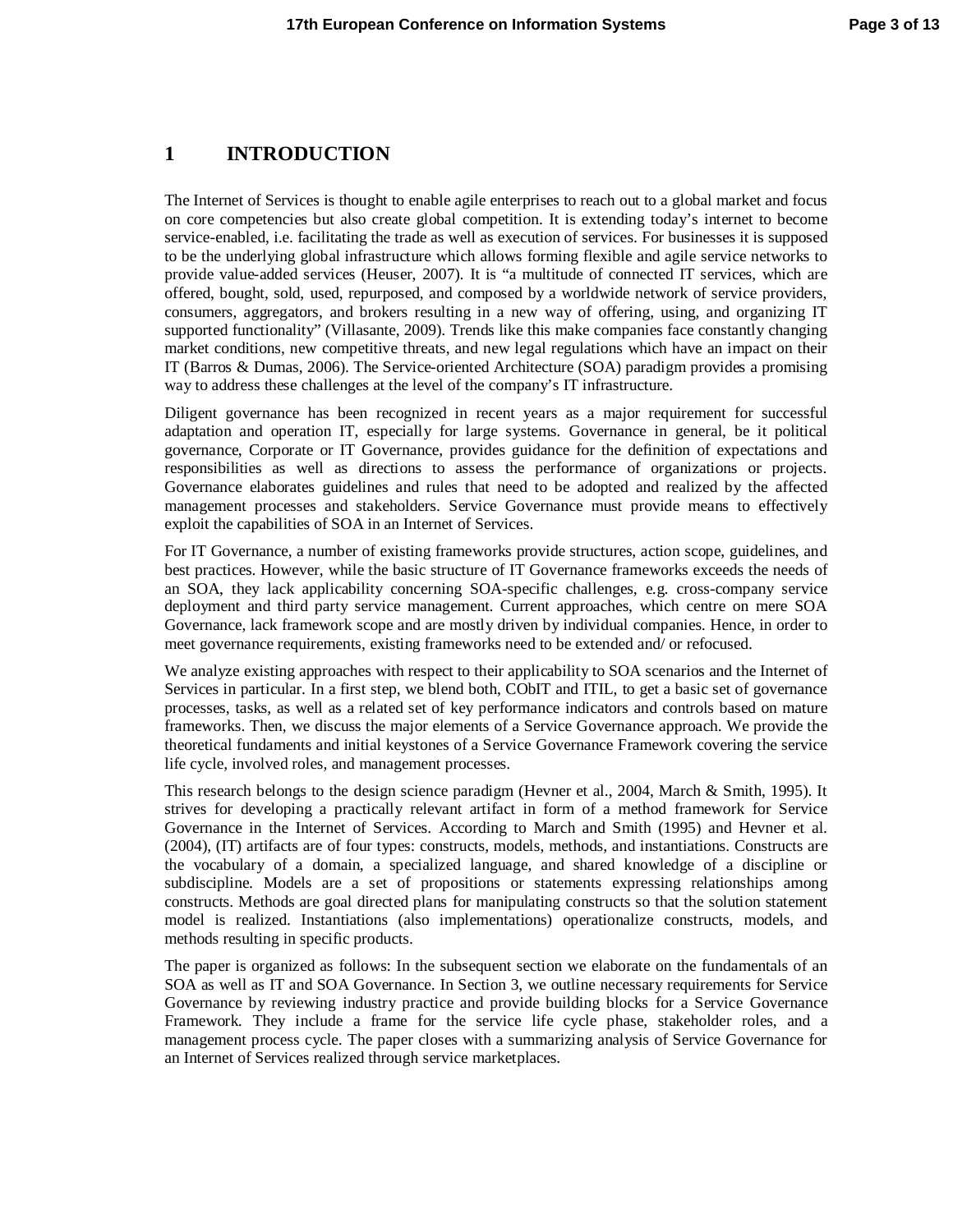# 1 INTRODUCTION

The Internet of Services is thought to enable agile enterprises to reach out to a global market and focus on core competencies but also create global competition. It is extending today's internet to become service-enabled, i.e. facilitating the trade as well as execution of services. For businesses it is supposed to be the underlying global infrastructure which allows forming flexible and agile service networks to provide value-added services (Heuser, 2007). It is "a multitude of connected IT services, which are offered, bought, sold, used, repurposed, and composed by a worldwide network of service providers, consumers, aggregators, and brokers resulting in a new way of offering, using, and organizing IT supported functionality" (Villasante, 2009). Trends like this make companies face constantly changing market conditions, new competitive threats, and new legal regulations which have an impact on their IT (Barros & Dumas, 2006). The Service-oriented Architecture (SOA) paradigm provides a promising way to address these challenges at the level of the company's IT infrastructure.

Diligent governance has been recognized in recent years as a major requirement for successful adaptation and operation IT, especially for large systems. Governance in general, be it political governance, Corporate or IT Governance, provides guidance for the definition of expectations and responsibilities as well as directions to assess the performance of organizations or projects. Governance elaborates guidelines and rules that need to be adopted and realized by the affected management processes and stakeholders. Service Governance must provide means to effectively exploit the capabilities of SOA in an Internet of Services.

For IT Governance, a number of existing frameworks provide structures, action scope, guidelines, and best practices. However, while the basic structure of IT Governance frameworks exceeds the needs of an SOA, they lack applicability concerning SOA-specific challenges, e.g. cross-company service deployment and third party service management. Current approaches, which centre on mere SOA Governance, lack framework scope and are mostly driven by individual companies. Hence, in order to meet governance requirements, existing frameworks need to be extended and/ or refocused.

We analyze existing approaches with respect to their applicability to SOA scenarios and the Internet of Services in particular. In a first step, we blend both, CObIT and ITIL, to get a basic set of governance processes, tasks, as well as a related set of key performance indicators and controls based on mature frameworks. Then, we discuss the major elements of a Service Governance approach. We provide the theoretical fundaments and initial keystones of a Service Governance Framework covering the service life cycle, involved roles, and management processes.

This research belongs to the design science paradigm (Hevner et al., 2004, March & Smith, 1995). It strives for developing a practically relevant artifact in form of a method framework for Service Governance in the Internet of Services. According to March and Smith (1995) and Hevner et al. (2004), (IT) artifacts are of four types: constructs, models, methods, and instantiations. Constructs are the vocabulary of a domain, a specialized language, and shared knowledge of a discipline or subdiscipline. Models are a set of propositions or statements expressing relationships among constructs. Methods are goal directed plans for manipulating constructs so that the solution statement model is realized. Instantiations (also implementations) operationalize constructs, models, and methods resulting in specific products.

The paper is organized as follows: In the subsequent section we elaborate on the fundamentals of an SOA as well as IT and SOA Governance. In Section 3, we outline necessary requirements for Service Governance by reviewing industry practice and provide building blocks for a Service Governance Framework. They include a frame for the service life cycle phase, stakeholder roles, and a management process cycle. The paper closes with a summarizing analysis of Service Governance for an Internet of Services realized through service marketplaces.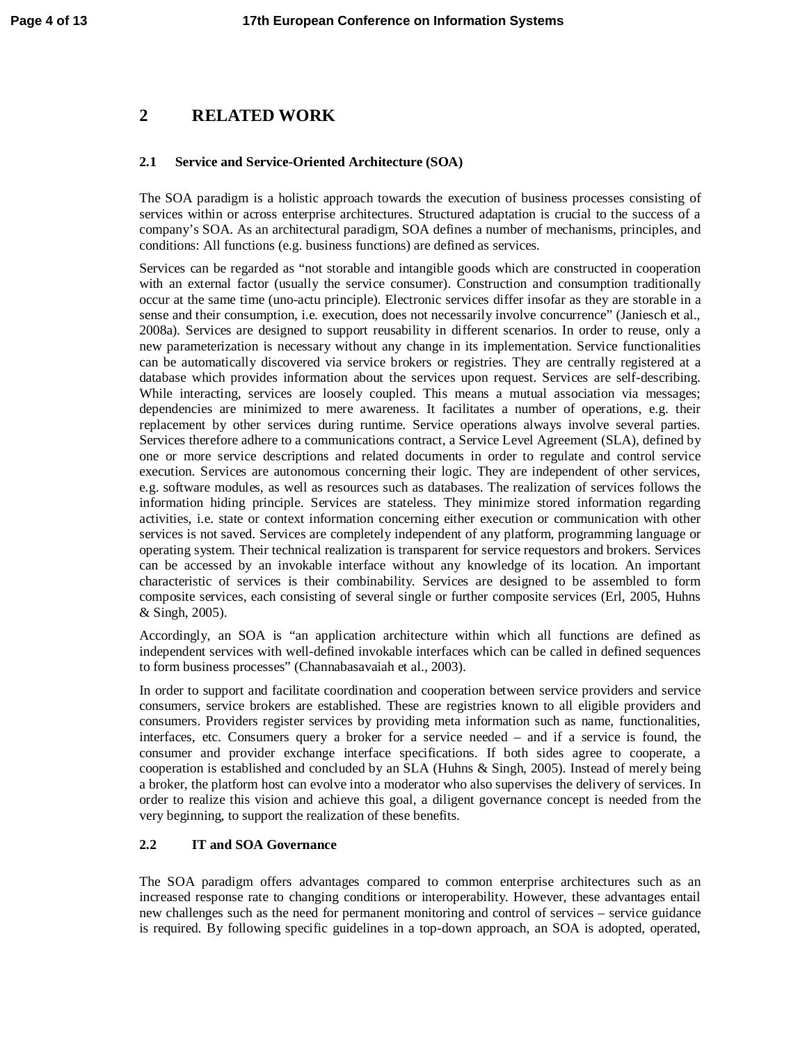# 2 RELATED WORK

## 2.1 Service and Service-Oriented Architecture (SOA)

The SOA paradigm is a holistic approach towards the execution of business processes consisting of services within or across enterprise architectures. Structured adaptation is crucial to the success of a company's SOA. As an architectural paradigm, SOA defines a number of mechanisms, principles, and conditions: All functions (e.g. business functions) are defined as services.

Services can be regarded as "not storable and intangible goods which are constructed in cooperation with an external factor (usually the service consumer). Construction and consumption traditionally occur at the same time (uno-actu principle). Electronic services differ insofar as they are storable in a sense and their consumption, i.e. execution, does not necessarily involve concurrence" (Janiesch et al., 2008a). Services are designed to support reusability in different scenarios. In order to reuse, only a new parameterization is necessary without any change in its implementation. Service functionalities can be automatically discovered via service brokers or registries. They are centrally registered at a database which provides information about the services upon request. Services are self-describing. While interacting, services are loosely coupled. This means a mutual association via messages; dependencies are minimized to mere awareness. It facilitates a number of operations, e.g. their replacement by other services during runtime. Service operations always involve several parties. Services therefore adhere to a communications contract, a Service Level Agreement (SLA), defined by one or more service descriptions and related documents in order to regulate and control service execution. Services are autonomous concerning their logic. They are independent of other services, e.g. software modules, as well as resources such as databases. The realization of services follows the information hiding principle. Services are stateless. They minimize stored information regarding activities, i.e. state or context information concerning either execution or communication with other services is not saved. Services are completely independent of any platform, programming language or operating system. Their technical realization is transparent for service requestors and brokers. Services can be accessed by an invokable interface without any knowledge of its location. An important characteristic of services is their combinability. Services are designed to be assembled to form composite services, each consisting of several single or further composite services (Erl, 2005, Huhns & Singh, 2005).

Accordingly, an SOA is "an application architecture within which all functions are defined as independent services with well-defined invokable interfaces which can be called in defined sequences to form business processes" (Channabasavaiah et al., 2003).

In order to support and facilitate coordination and cooperation between service providers and service consumers, service brokers are established. These are registries known to all eligible providers and consumers. Providers register services by providing meta information such as name, functionalities, interfaces, etc. Consumers query a broker for a service needed – and if a service is found, the consumer and provider exchange interface specifications. If both sides agree to cooperate, a cooperation is established and concluded by an SLA (Huhns & Singh, 2005). Instead of merely being a broker, the platform host can evolve into a moderator who also supervises the delivery of services. In order to realize this vision and achieve this goal, a diligent governance concept is needed from the very beginning, to support the realization of these benefits.

## 2.2 IT and SOA Governance

The SOA paradigm offers advantages compared to common enterprise architectures such as an increased response rate to changing conditions or interoperability. However, these advantages entail new challenges such as the need for permanent monitoring and control of services – service guidance is required. By following specific guidelines in a top-down approach, an SOA is adopted, operated,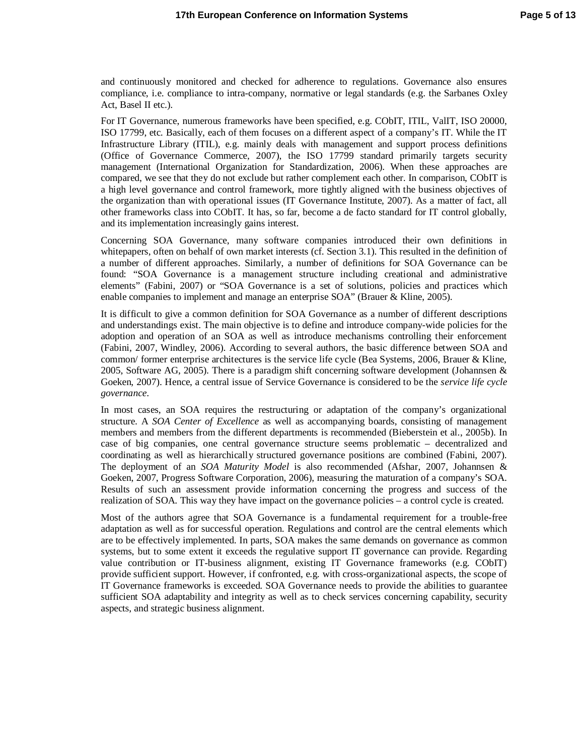and continuously monitored and checked for adherence to regulations. Governance also ensures compliance, i.e. compliance to intra-company, normative or legal standards (e.g. the Sarbanes Oxley Act, Basel II etc.).

For IT Governance, numerous frameworks have been specified, e.g. CObIT, ITIL, ValIT, ISO 20000, ISO 17799, etc. Basically, each of them focuses on a different aspect of a company's IT. While the IT Infrastructure Library (ITIL), e.g. mainly deals with management and support process definitions (Office of Governance Commerce, 2007), the ISO 17799 standard primarily targets security management (International Organization for Standardization, 2006). When these approaches are compared, we see that they do not exclude but rather complement each other. In comparison, CObIT is a high level governance and control framework, more tightly aligned with the business objectives of the organization than with operational issues (IT Governance Institute, 2007). As a matter of fact, all other frameworks class into CObIT. It has, so far, become a de facto standard for IT control globally, and its implementation increasingly gains interest.

Concerning SOA Governance, many software companies introduced their own definitions in whitepapers, often on behalf of own market interests (cf. Section 3.1). This resulted in the definition of a number of different approaches. Similarly, a number of definitions for SOA Governance can be found: "SOA Governance is a management structure including creational and administrative elements" (Fabini, 2007) or "SOA Governance is a set of solutions, policies and practices which enable companies to implement and manage an enterprise SOA" (Brauer & Kline, 2005).

It is difficult to give a common definition for SOA Governance as a number of different descriptions and understandings exist. The main objective is to define and introduce company-wide policies for the adoption and operation of an SOA as well as introduce mechanisms controlling their enforcement (Fabini, 2007, Windley, 2006). According to several authors, the basic difference between SOA and common/ former enterprise architectures is the service life cycle (Bea Systems, 2006, Brauer & Kline, 2005, Software AG, 2005). There is a paradigm shift concerning software development (Johannsen & Goeken, 2007). Hence, a central issue of Service Governance is considered to be the *service life cycle governance*.

In most cases, an SOA requires the restructuring or adaptation of the company's organizational structure. A *SOA Center of Excellence* as well as accompanying boards, consisting of management members and members from the different departments is recommended (Bieberstein et al., 2005b). In case of big companies, one central governance structure seems problematic – decentralized and coordinating as well as hierarchically structured governance positions are combined (Fabini, 2007). The deployment of an *SOA Maturity Model* is also recommended (Afshar, 2007, Johannsen & Goeken, 2007, Progress Software Corporation, 2006), measuring the maturation of a company's SOA. Results of such an assessment provide information concerning the progress and success of the realization of SOA. This way they have impact on the governance policies – a control cycle is created.

Most of the authors agree that SOA Governance is a fundamental requirement for a trouble-free adaptation as well as for successful operation. Regulations and control are the central elements which are to be effectively implemented. In parts, SOA makes the same demands on governance as common systems, but to some extent it exceeds the regulative support IT governance can provide. Regarding value contribution or IT-business alignment, existing IT Governance frameworks (e.g. CObIT) provide sufficient support. However, if confronted, e.g. with cross-organizational aspects, the scope of IT Governance frameworks is exceeded. SOA Governance needs to provide the abilities to guarantee sufficient SOA adaptability and integrity as well as to check services concerning capability, security aspects, and strategic business alignment.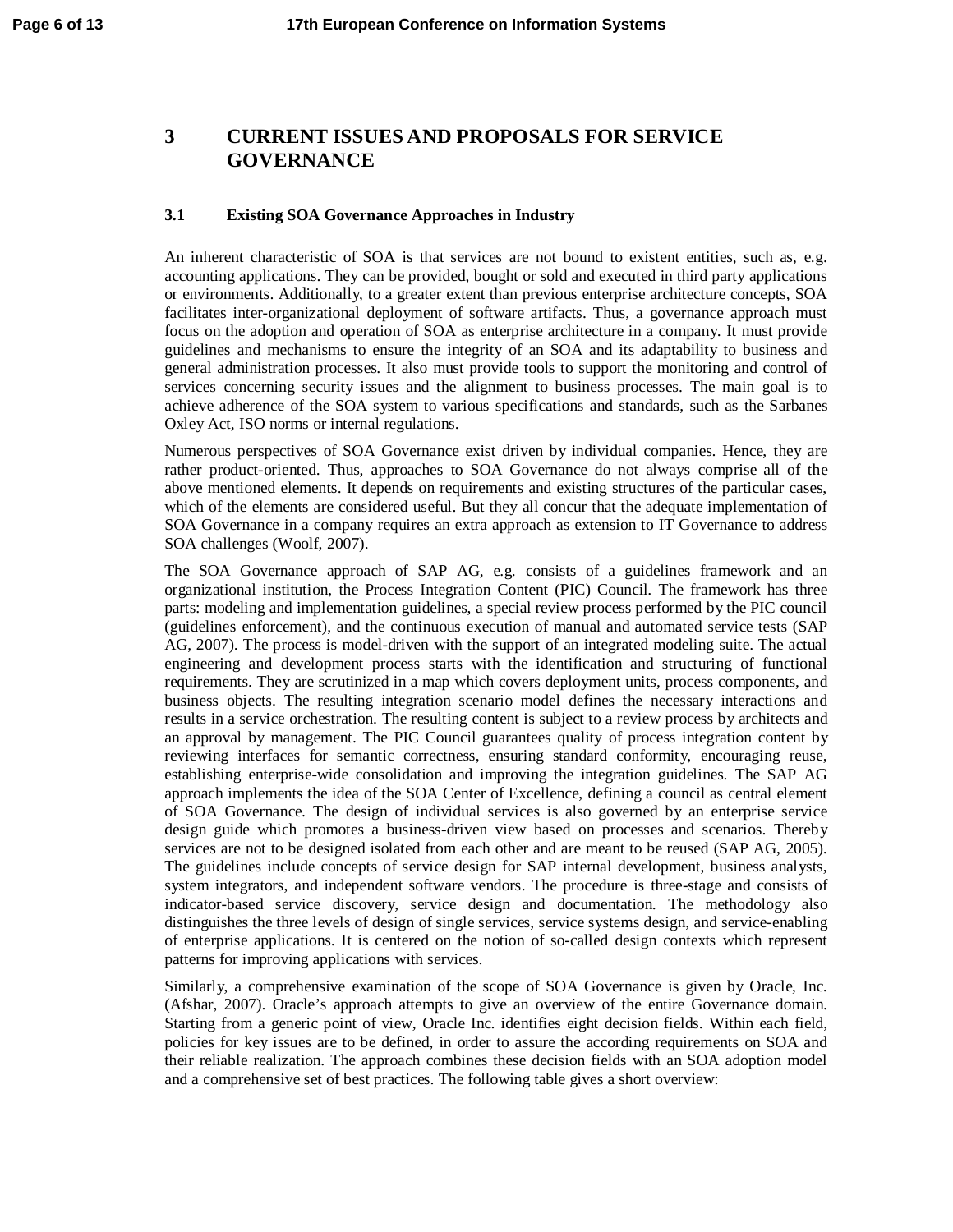# 3 CURRENT ISSUES AND PROPOSALS FOR SERVICE GOVERNANCE

## 3.1 Existing SOA Governance Approaches in Industry

An inherent characteristic of SOA is that services are not bound to existent entities, such as, e.g. accounting applications. They can be provided, bought or sold and executed in third party applications or environments. Additionally, to a greater extent than previous enterprise architecture concepts, SOA facilitates inter-organizational deployment of software artifacts. Thus, a governance approach must focus on the adoption and operation of SOA as enterprise architecture in a company. It must provide guidelines and mechanisms to ensure the integrity of an SOA and its adaptability to business and general administration processes. It also must provide tools to support the monitoring and control of services concerning security issues and the alignment to business processes. The main goal is to achieve adherence of the SOA system to various specifications and standards, such as the Sarbanes Oxley Act, ISO norms or internal regulations.

Numerous perspectives of SOA Governance exist driven by individual companies. Hence, they are rather product-oriented. Thus, approaches to SOA Governance do not always comprise all of the above mentioned elements. It depends on requirements and existing structures of the particular cases, which of the elements are considered useful. But they all concur that the adequate implementation of SOA Governance in a company requires an extra approach as extension to IT Governance to address SOA challenges (Woolf, 2007).

The SOA Governance approach of SAP AG, e.g. consists of a guidelines framework and an organizational institution, the Process Integration Content (PIC) Council. The framework has three parts: modeling and implementation guidelines, a special review process performed by the PIC council (guidelines enforcement), and the continuous execution of manual and automated service tests (SAP AG, 2007). The process is model-driven with the support of an integrated modeling suite. The actual engineering and development process starts with the identification and structuring of functional requirements. They are scrutinized in a map which covers deployment units, process components, and business objects. The resulting integration scenario model defines the necessary interactions and results in a service orchestration. The resulting content is subject to a review process by architects and an approval by management. The PIC Council guarantees quality of process integration content by reviewing interfaces for semantic correctness, ensuring standard conformity, encouraging reuse, establishing enterprise-wide consolidation and improving the integration guidelines. The SAP AG approach implements the idea of the SOA Center of Excellence, defining a council as central element of SOA Governance. The design of individual services is also governed by an enterprise service design guide which promotes a business-driven view based on processes and scenarios. Thereby services are not to be designed isolated from each other and are meant to be reused (SAP AG, 2005). The guidelines include concepts of service design for SAP internal development, business analysts, system integrators, and independent software vendors. The procedure is three-stage and consists of indicator-based service discovery, service design and documentation. The methodology also distinguishes the three levels of design of single services, service systems design, and service-enabling of enterprise applications. It is centered on the notion of so-called design contexts which represent patterns for improving applications with services.

Similarly, a comprehensive examination of the scope of SOA Governance is given by Oracle, Inc. (Afshar, 2007). Oracle's approach attempts to give an overview of the entire Governance domain. Starting from a generic point of view, Oracle Inc. identifies eight decision fields. Within each field, policies for key issues are to be defined, in order to assure the according requirements on SOA and their reliable realization. The approach combines these decision fields with an SOA adoption model and a comprehensive set of best practices. The following table gives a short overview: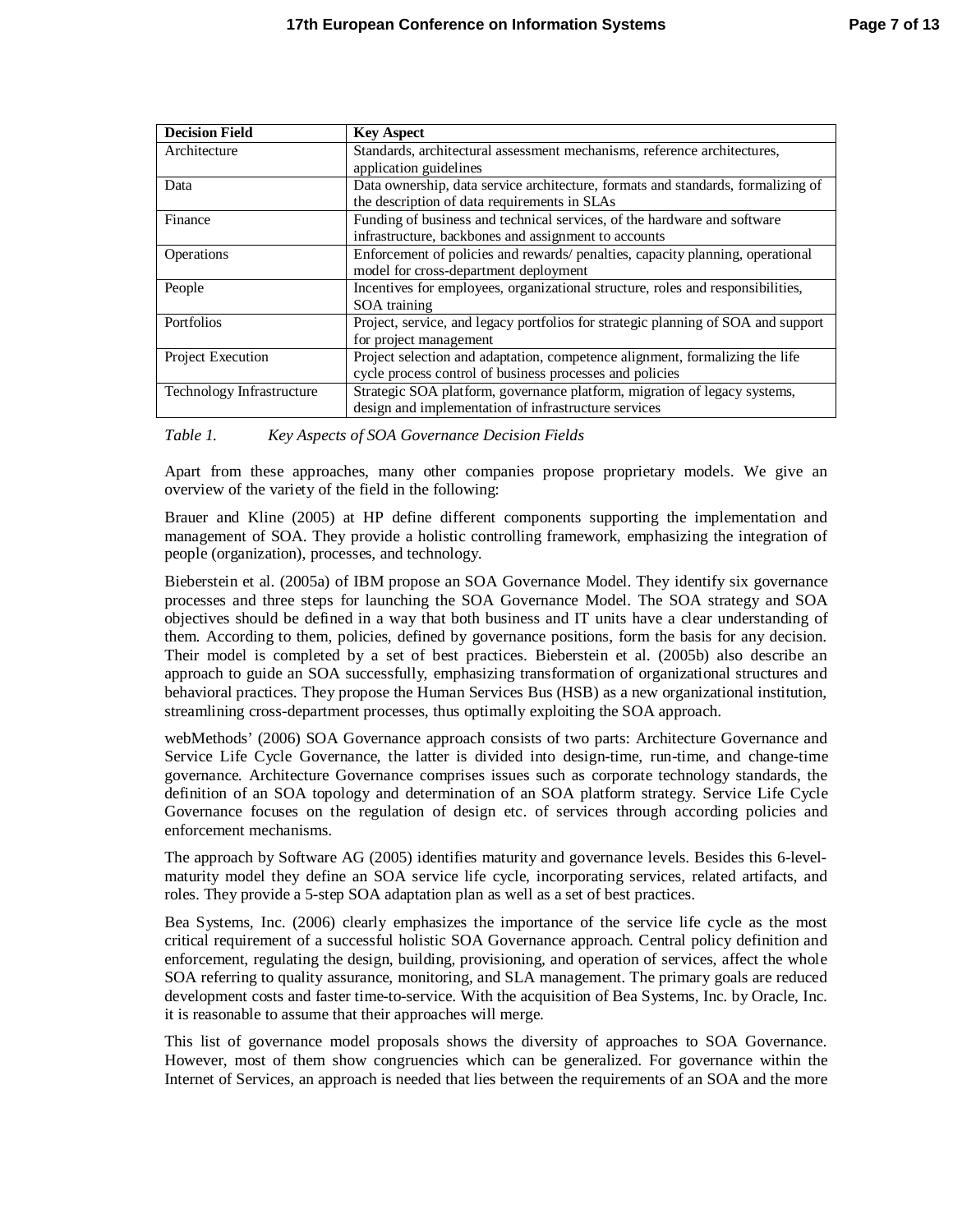| Decision Field | Key Aspect |
| --- | --- |
| Architecture | Standards, architectural assessment mechanisms, reference architectures, application guidelines |
| Data | Data ownership, data service architecture, formats and standards, formalizing of the description of data requirements in SLAs |
| Finance | Funding of business and technical services, of the hardware and software infrastructure, backbones and assignment to accounts |
| Operations | Enforcement of policies and rewards/ penalties, capacity planning, operational model for cross-department deployment |
| People | Incentives for employees, organizational structure, roles and responsibilities, SOA training |
| Portfolios | Project, service, and legacy portfolios for strategic planning of SOA and support for project management |
| Project Execution | Project selection and adaptation, competence alignment, formalizing the life cycle process control of business processes and policies |
| Technology Infrastructure | Strategic SOA platform, governance platform, migration of legacy systems, design and implementation of infrastructure services |

*Table 1. Key Aspects of SOA Governance Decision Fields*

Apart from these approaches, many other companies propose proprietary models. We give an overview of the variety of the field in the following:

Brauer and Kline (2005) at HP define different components supporting the implementation and management of SOA. They provide a holistic controlling framework, emphasizing the integration of people (organization), processes, and technology.

Bieberstein et al. (2005a) of IBM propose an SOA Governance Model. They identify six governance processes and three steps for launching the SOA Governance Model. The SOA strategy and SOA objectives should be defined in a way that both business and IT units have a clear understanding of them. According to them, policies, defined by governance positions, form the basis for any decision. Their model is completed by a set of best practices. Bieberstein et al. (2005b) also describe an approach to guide an SOA successfully, emphasizing transformation of organizational structures and behavioral practices. They propose the Human Services Bus (HSB) as a new organizational institution, streamlining cross-department processes, thus optimally exploiting the SOA approach.

webMethods' (2006) SOA Governance approach consists of two parts: Architecture Governance and Service Life Cycle Governance, the latter is divided into design-time, run-time, and change-time governance. Architecture Governance comprises issues such as corporate technology standards, the definition of an SOA topology and determination of an SOA platform strategy. Service Life Cycle Governance focuses on the regulation of design etc. of services through according policies and enforcement mechanisms.

The approach by Software AG (2005) identifies maturity and governance levels. Besides this 6-level-maturity model they define an SOA service life cycle, incorporating services, related artifacts, and roles. They provide a 5-step SOA adaptation plan as well as a set of best practices.

Bea Systems, Inc. (2006) clearly emphasizes the importance of the service life cycle as the most critical requirement of a successful holistic SOA Governance approach. Central policy definition and enforcement, regulating the design, building, provisioning, and operation of services, affect the whole SOA referring to quality assurance, monitoring, and SLA management. The primary goals are reduced development costs and faster time-to-service. With the acquisition of Bea Systems, Inc. by Oracle, Inc. it is reasonable to assume that their approaches will merge.

This list of governance model proposals shows the diversity of approaches to SOA Governance. However, most of them show congruencies which can be generalized. For governance within the Internet of Services, an approach is needed that lies between the requirements of an SOA and the more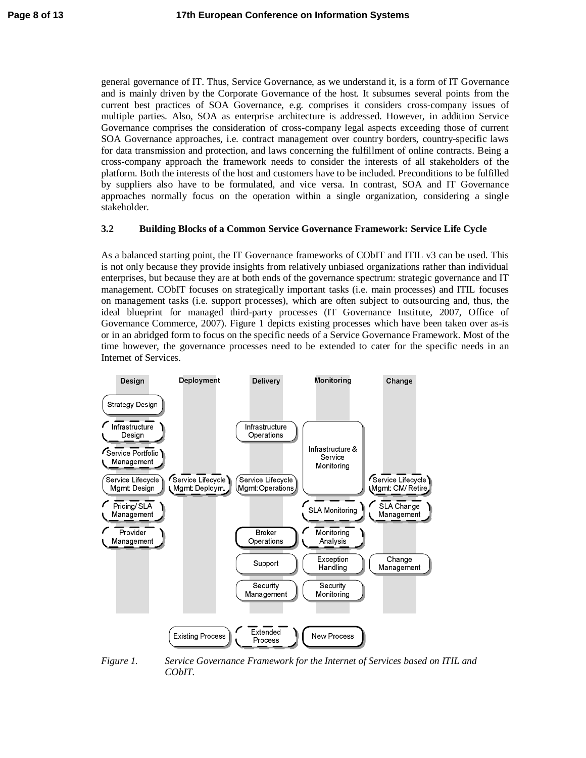general governance of IT. Thus, Service Governance, as we understand it, is a form of IT Governance and is mainly driven by the Corporate Governance of the host. It subsumes several points from the current best practices of SOA Governance, e.g. comprises it considers cross-company issues of multiple parties. Also, SOA as enterprise architecture is addressed. However, in addition Service Governance comprises the consideration of cross-company legal aspects exceeding those of current SOA Governance approaches, i.e. contract management over country borders, country-specific laws for data transmission and protection, and laws concerning the fulfillment of online contracts. Being a cross-company approach the framework needs to consider the interests of all stakeholders of the platform. Both the interests of the host and customers have to be included. Preconditions to be fulfilled by suppliers also have to be formulated, and vice versa. In contrast, SOA and IT Governance approaches normally focus on the operation within a single organization, considering a single stakeholder.

### 3.2 Building Blocks of a Common Service Governance Framework: Service Life Cycle

As a balanced starting point, the IT Governance frameworks of CObIT and ITIL v3 can be used. This is not only because they provide insights from relatively unbiased organizations rather than individual enterprises, but because they are at both ends of the governance spectrum: strategic governance and IT management. CObIT focuses on strategically important tasks (i.e. main processes) and ITIL focuses on management tasks (i.e. support processes), which are often subject to outsourcing and, thus, the ideal blueprint for managed third-party processes (IT Governance Institute, 2007, Office of Governance Commerce, 2007). Figure 1 depicts existing processes which have been taken over as-is or in an abridged form to focus on the specific needs of a Service Governance Framework. Most of the time however, the governance processes need to be extended to cater for the specific needs in an Internet of Services.

| Design | Deployment | Delivery | Monitoring | Change |
| --- | --- | --- | --- | --- |
| Strategy Design | | | | |
| Infrastructure Design | | Infrastructure Operations | Infrastructure & Service Monitoring | |
| Service Portfolio Management | | | | |
| Service Lifecycle Mgmt: Design | Service Lifecycle Mgmt: Deploym. | Service Lifecycle Mgmt: Operations | | Service Lifecycle Mgmt: CM/ Retire |
| Pricing/ SLA Management | | | SLA Monitoring | SLA Change Management |
| Provider Management | | Broker Operations | Monitoring Analysis | |
| | | Support | Exception Handling | Change Management |
| | | Security Management | Security Monitoring | |

Existing Process | Extended Process | New Process

*Figure 1. Service Governance Framework for the Internet of Services based on ITIL and CObIT.*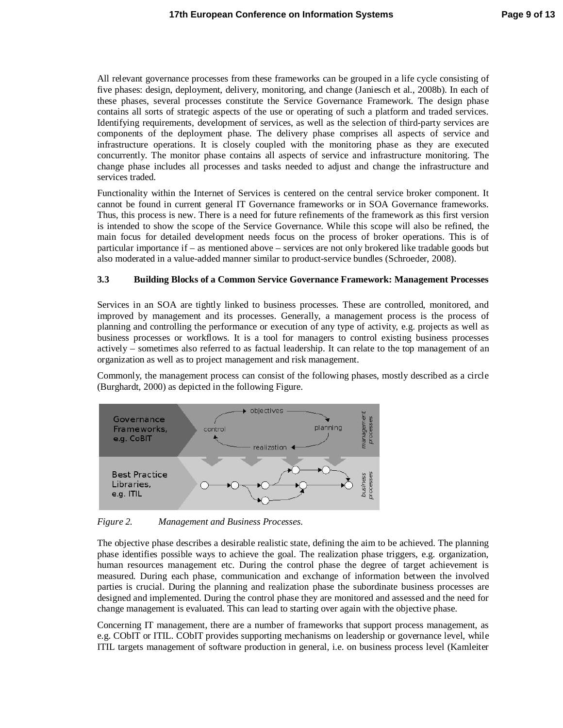All relevant governance processes from these frameworks can be grouped in a life cycle consisting of five phases: design, deployment, delivery, monitoring, and change (Janiesch et al., 2008b). In each of these phases, several processes constitute the Service Governance Framework. The design phase contains all sorts of strategic aspects of the use or operating of such a platform and traded services. Identifying requirements, development of services, as well as the selection of third-party services are components of the deployment phase. The delivery phase comprises all aspects of service and infrastructure operations. It is closely coupled with the monitoring phase as they are executed concurrently. The monitor phase contains all aspects of service and infrastructure monitoring. The change phase includes all processes and tasks needed to adjust and change the infrastructure and services traded.

Functionality within the Internet of Services is centered on the central service broker component. It cannot be found in current general IT Governance frameworks or in SOA Governance frameworks. Thus, this process is new. There is a need for future refinements of the framework as this first version is intended to show the scope of the Service Governance. While this scope will also be refined, the main focus for detailed development needs focus on the process of broker operations. This is of particular importance if – as mentioned above – services are not only brokered like tradable goods but also moderated in a value-added manner similar to product-service bundles (Schroeder, 2008).

### 3.3 Building Blocks of a Common Service Governance Framework: Management Processes

Services in an SOA are tightly linked to business processes. These are controlled, monitored, and improved by management and its processes. Generally, a management process is the process of planning and controlling the performance or execution of any type of activity, e.g. projects as well as business processes or workflows. It is a tool for managers to control existing business processes actively – sometimes also referred to as factual leadership. It can relate to the top management of an organization as well as to project management and risk management.

Commonly, the management process can consist of the following phases, mostly described as a circle (Burghardt, 2000) as depicted in the following Figure.

*Figure 2. Management and Business Processes.*

The objective phase describes a desirable realistic state, defining the aim to be achieved. The planning phase identifies possible ways to achieve the goal. The realization phase triggers, e.g. organization, human resources management etc. During the control phase the degree of target achievement is measured. During each phase, communication and exchange of information between the involved parties is crucial. During the planning and realization phase the subordinate business processes are designed and implemented. During the control phase they are monitored and assessed and the need for change management is evaluated. This can lead to starting over again with the objective phase.

Concerning IT management, there are a number of frameworks that support process management, as e.g. CObIT or ITIL. CObIT provides supporting mechanisms on leadership or governance level, while ITIL targets management of software production in general, i.e. on business process level (Kamleiter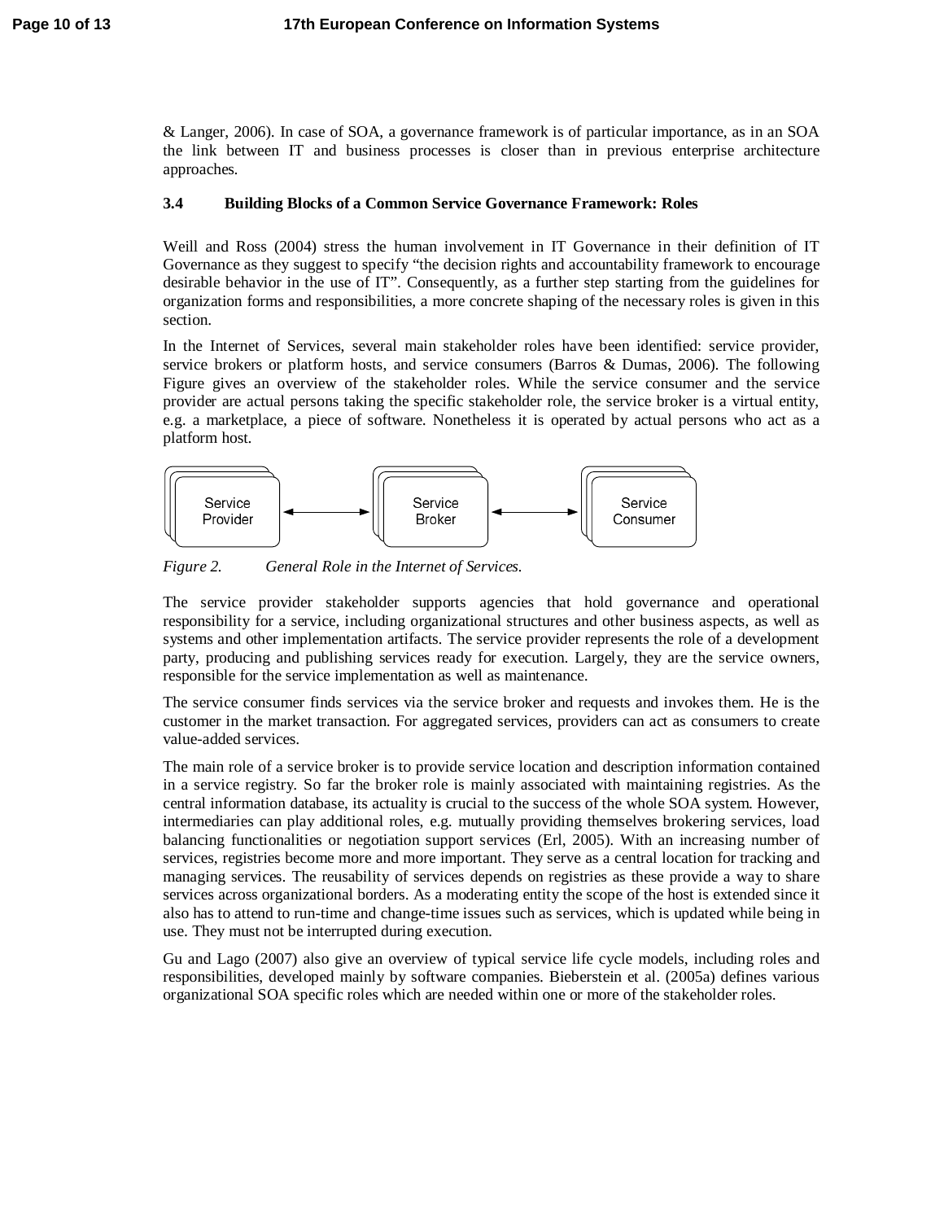& Langer, 2006). In case of SOA, a governance framework is of particular importance, as in an SOA the link between IT and business processes is closer than in previous enterprise architecture approaches.

### 3.4 Building Blocks of a Common Service Governance Framework: Roles

Weill and Ross (2004) stress the human involvement in IT Governance in their definition of IT Governance as they suggest to specify "the decision rights and accountability framework to encourage desirable behavior in the use of IT". Consequently, as a further step starting from the guidelines for organization forms and responsibilities, a more concrete shaping of the necessary roles is given in this section.

In the Internet of Services, several main stakeholder roles have been identified: service provider, service brokers or platform hosts, and service consumers (Barros & Dumas, 2006). The following Figure gives an overview of the stakeholder roles. While the service consumer and the service provider are actual persons taking the specific stakeholder role, the service broker is a virtual entity, e.g. a marketplace, a piece of software. Nonetheless it is operated by actual persons who act as a platform host.

Service Provider ⟷ Service Broker ⟷ Service Consumer

*Figure 2. General Role in the Internet of Services.*

The service provider stakeholder supports agencies that hold governance and operational responsibility for a service, including organizational structures and other business aspects, as well as systems and other implementation artifacts. The service provider represents the role of a development party, producing and publishing services ready for execution. Largely, they are the service owners, responsible for the service implementation as well as maintenance.

The service consumer finds services via the service broker and requests and invokes them. He is the customer in the market transaction. For aggregated services, providers can act as consumers to create value-added services.

The main role of a service broker is to provide service location and description information contained in a service registry. So far the broker role is mainly associated with maintaining registries. As the central information database, its actuality is crucial to the success of the whole SOA system. However, intermediaries can play additional roles, e.g. mutually providing themselves brokering services, load balancing functionalities or negotiation support services (Erl, 2005). With an increasing number of services, registries become more and more important. They serve as a central location for tracking and managing services. The reusability of services depends on registries as these provide a way to share services across organizational borders. As a moderating entity the scope of the host is extended since it also has to attend to run-time and change-time issues such as services, which is updated while being in use. They must not be interrupted during execution.

Gu and Lago (2007) also give an overview of typical service life cycle models, including roles and responsibilities, developed mainly by software companies. Bieberstein et al. (2005a) defines various organizational SOA specific roles which are needed within one or more of the stakeholder roles.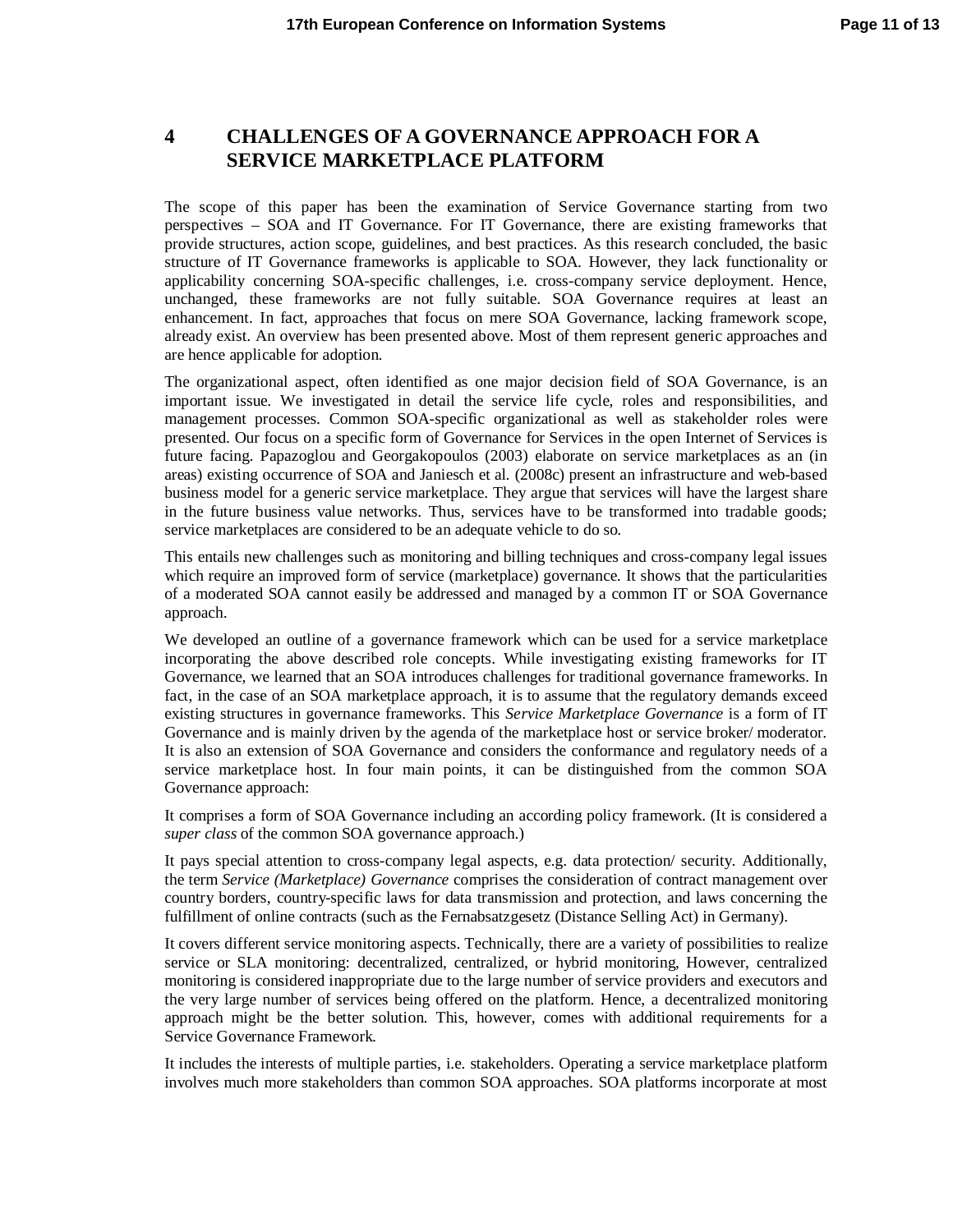# 4 CHALLENGES OF A GOVERNANCE APPROACH FOR A SERVICE MARKETPLACE PLATFORM

The scope of this paper has been the examination of Service Governance starting from two perspectives – SOA and IT Governance. For IT Governance, there are existing frameworks that provide structures, action scope, guidelines, and best practices. As this research concluded, the basic structure of IT Governance frameworks is applicable to SOA. However, they lack functionality or applicability concerning SOA-specific challenges, i.e. cross-company service deployment. Hence, unchanged, these frameworks are not fully suitable. SOA Governance requires at least an enhancement. In fact, approaches that focus on mere SOA Governance, lacking framework scope, already exist. An overview has been presented above. Most of them represent generic approaches and are hence applicable for adoption.

The organizational aspect, often identified as one major decision field of SOA Governance, is an important issue. We investigated in detail the service life cycle, roles and responsibilities, and management processes. Common SOA-specific organizational as well as stakeholder roles were presented. Our focus on a specific form of Governance for Services in the open Internet of Services is future facing. Papazoglou and Georgakopoulos (2003) elaborate on service marketplaces as an (in areas) existing occurrence of SOA and Janiesch et al. (2008c) present an infrastructure and web-based business model for a generic service marketplace. They argue that services will have the largest share in the future business value networks. Thus, services have to be transformed into tradable goods; service marketplaces are considered to be an adequate vehicle to do so.

This entails new challenges such as monitoring and billing techniques and cross-company legal issues which require an improved form of service (marketplace) governance. It shows that the particularities of a moderated SOA cannot easily be addressed and managed by a common IT or SOA Governance approach.

We developed an outline of a governance framework which can be used for a service marketplace incorporating the above described role concepts. While investigating existing frameworks for IT Governance, we learned that an SOA introduces challenges for traditional governance frameworks. In fact, in the case of an SOA marketplace approach, it is to assume that the regulatory demands exceed existing structures in governance frameworks. This *Service Marketplace Governance* is a form of IT Governance and is mainly driven by the agenda of the marketplace host or service broker/ moderator. It is also an extension of SOA Governance and considers the conformance and regulatory needs of a service marketplace host. In four main points, it can be distinguished from the common SOA Governance approach:

It comprises a form of SOA Governance including an according policy framework. (It is considered a *super class* of the common SOA governance approach.)

It pays special attention to cross-company legal aspects, e.g. data protection/ security. Additionally, the term *Service (Marketplace) Governance* comprises the consideration of contract management over country borders, country-specific laws for data transmission and protection, and laws concerning the fulfillment of online contracts (such as the Fernabsatzgesetz (Distance Selling Act) in Germany).

It covers different service monitoring aspects. Technically, there are a variety of possibilities to realize service or SLA monitoring: decentralized, centralized, or hybrid monitoring, However, centralized monitoring is considered inappropriate due to the large number of service providers and executors and the very large number of services being offered on the platform. Hence, a decentralized monitoring approach might be the better solution. This, however, comes with additional requirements for a Service Governance Framework.

It includes the interests of multiple parties, i.e. stakeholders. Operating a service marketplace platform involves much more stakeholders than common SOA approaches. SOA platforms incorporate at most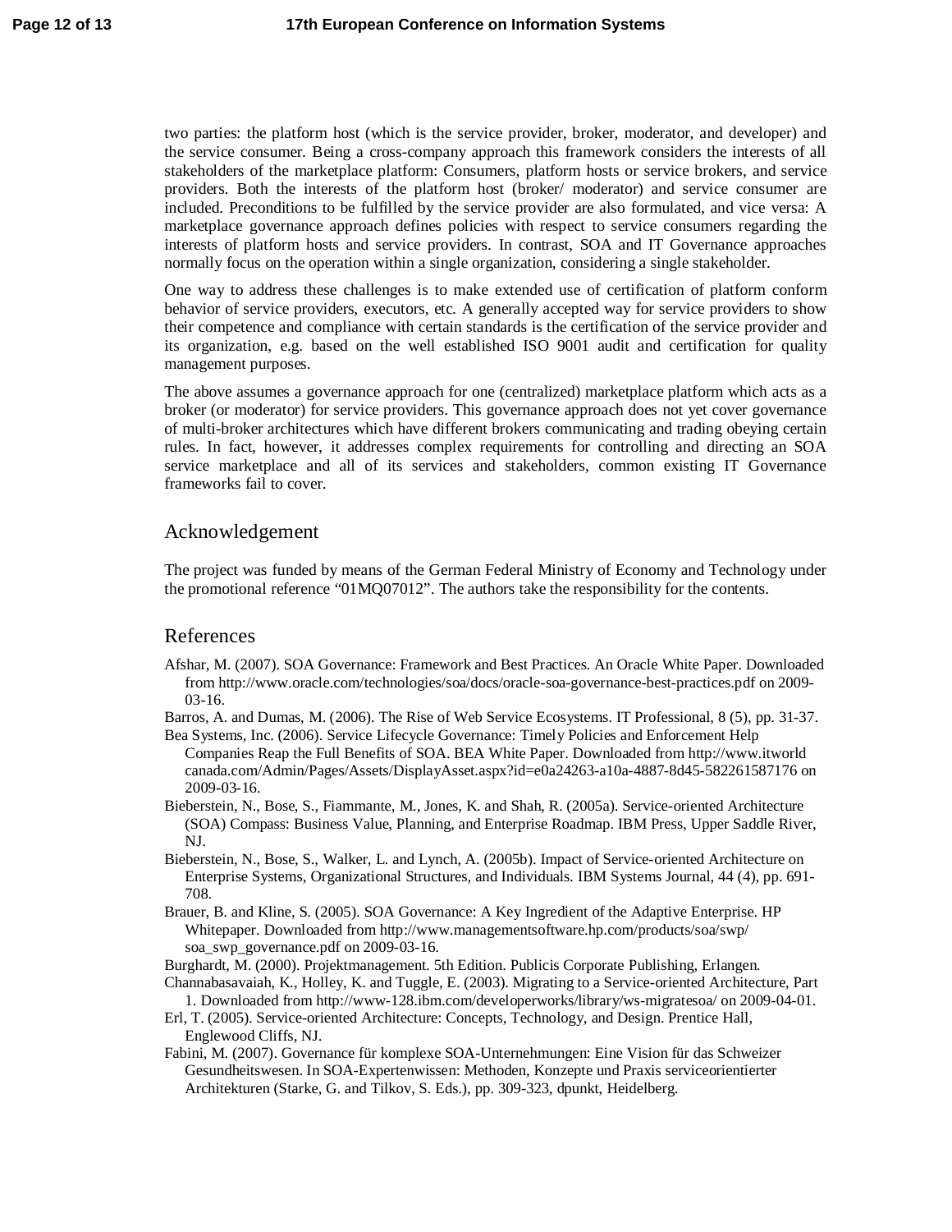two parties: the platform host (which is the service provider, broker, moderator, and developer) and the service consumer. Being a cross-company approach this framework considers the interests of all stakeholders of the marketplace platform: Consumers, platform hosts or service brokers, and service providers. Both the interests of the platform host (broker/ moderator) and service consumer are included. Preconditions to be fulfilled by the service provider are also formulated, and vice versa: A marketplace governance approach defines policies with respect to service consumers regarding the interests of platform hosts and service providers. In contrast, SOA and IT Governance approaches normally focus on the operation within a single organization, considering a single stakeholder.

One way to address these challenges is to make extended use of certification of platform conform behavior of service providers, executors, etc. A generally accepted way for service providers to show their competence and compliance with certain standards is the certification of the service provider and its organization, e.g. based on the well established ISO 9001 audit and certification for quality management purposes.

The above assumes a governance approach for one (centralized) marketplace platform which acts as a broker (or moderator) for service providers. This governance approach does not yet cover governance of multi-broker architectures which have different brokers communicating and trading obeying certain rules. In fact, however, it addresses complex requirements for controlling and directing an SOA service marketplace and all of its services and stakeholders, common existing IT Governance frameworks fail to cover.

## Acknowledgement

The project was funded by means of the German Federal Ministry of Economy and Technology under the promotional reference “01MQ07012”. The authors take the responsibility for the contents.

## References

Afshar, M. (2007). SOA Governance: Framework and Best Practices. An Oracle White Paper. Downloaded from http://www.oracle.com/technologies/soa/docs/oracle-soa-governance-best-practices.pdf on 2009-03-16.

Barros, A. and Dumas, M. (2006). The Rise of Web Service Ecosystems. IT Professional, 8 (5), pp. 31-37.

Bea Systems, Inc. (2006). Service Lifecycle Governance: Timely Policies and Enforcement Help Companies Reap the Full Benefits of SOA. BEA White Paper. Downloaded from http://www.itworld canada.com/Admin/Pages/Assets/DisplayAsset.aspx?id=e0a24263-a10a-4887-8d45-582261587176 on 2009-03-16.

Bieberstein, N., Bose, S., Fiammante, M., Jones, K. and Shah, R. (2005a). Service-oriented Architecture (SOA) Compass: Business Value, Planning, and Enterprise Roadmap. IBM Press, Upper Saddle River, NJ.

Bieberstein, N., Bose, S., Walker, L. and Lynch, A. (2005b). Impact of Service-oriented Architecture on Enterprise Systems, Organizational Structures, and Individuals. IBM Systems Journal, 44 (4), pp. 691-708.

Brauer, B. and Kline, S. (2005). SOA Governance: A Key Ingredient of the Adaptive Enterprise. HP Whitepaper. Downloaded from http://www.managementsoftware.hp.com/products/soa/swp/ soa_swp_governance.pdf on 2009-03-16.

Burghardt, M. (2000). Projektmanagement. 5th Edition. Publicis Corporate Publishing, Erlangen.

Channabasavaiah, K., Holley, K. and Tuggle, E. (2003). Migrating to a Service-oriented Architecture, Part 1. Downloaded from http://www-128.ibm.com/developerworks/library/ws-migratesoa/ on 2009-04-01.

Erl, T. (2005). Service-oriented Architecture: Concepts, Technology, and Design. Prentice Hall, Englewood Cliffs, NJ.

Fabini, M. (2007). Governance für komplexe SOA-Unternehmungen: Eine Vision für das Schweizer Gesundheitswesen. In SOA-Expertenwissen: Methoden, Konzepte und Praxis serviceorientierter Architekturen (Starke, G. and Tilkov, S. Eds.), pp. 309-323, dpunkt, Heidelberg.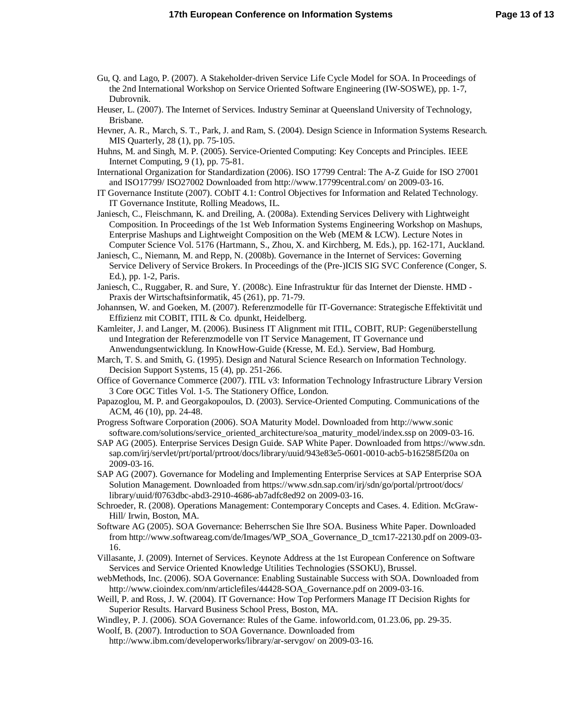Gu, Q. and Lago, P. (2007). A Stakeholder-driven Service Life Cycle Model for SOA. In Proceedings of the 2nd International Workshop on Service Oriented Software Engineering (IW-SOSWE), pp. 1-7, Dubrovnik.

Heuser, L. (2007). The Internet of Services. Industry Seminar at Queensland University of Technology, Brisbane.

Hevner, A. R., March, S. T., Park, J. and Ram, S. (2004). Design Science in Information Systems Research. MIS Quarterly, 28 (1), pp. 75-105.

Huhns, M. and Singh, M. P. (2005). Service-Oriented Computing: Key Concepts and Principles. IEEE Internet Computing, 9 (1), pp. 75-81.

International Organization for Standardization (2006). ISO 17799 Central: The A-Z Guide for ISO 27001 and ISO17799/ ISO27002 Downloaded from http://www.17799central.com/ on 2009-03-16.

IT Governance Institute (2007). CObIT 4.1: Control Objectives for Information and Related Technology. IT Governance Institute, Rolling Meadows, IL.

Janiesch, C., Fleischmann, K. and Dreiling, A. (2008a). Extending Services Delivery with Lightweight Composition. In Proceedings of the 1st Web Information Systems Engineering Workshop on Mashups, Enterprise Mashups and Lightweight Composition on the Web (MEM & LCW). Lecture Notes in Computer Science Vol. 5176 (Hartmann, S., Zhou, X. and Kirchberg, M. Eds.), pp. 162-171, Auckland.

Janiesch, C., Niemann, M. and Repp, N. (2008b). Governance in the Internet of Services: Governing Service Delivery of Service Brokers. In Proceedings of the (Pre-)ICIS SIG SVC Conference (Conger, S. Ed.), pp. 1-2, Paris.

Janiesch, C., Ruggaber, R. and Sure, Y. (2008c). Eine Infrastruktur für das Internet der Dienste. HMD - Praxis der Wirtschaftsinformatik, 45 (261), pp. 71-79.

Johannsen, W. and Goeken, M. (2007). Referenzmodelle für IT-Governance: Strategische Effektivität und Effizienz mit COBIT, ITIL & Co. dpunkt, Heidelberg.

Kamleiter, J. and Langer, M. (2006). Business IT Alignment mit ITIL, COBIT, RUP: Gegenüberstellung und Integration der Referenzmodelle von IT Service Management, IT Governance und Anwendungsentwicklung. In KnowHow-Guide (Kresse, M. Ed.). Serview, Bad Homburg.

March, T. S. and Smith, G. (1995). Design and Natural Science Research on Information Technology. Decision Support Systems, 15 (4), pp. 251-266.

Office of Governance Commerce (2007). ITIL v3: Information Technology Infrastructure Library Version 3 Core OGC Titles Vol. 1-5. The Stationery Office, London.

Papazoglou, M. P. and Georgakopoulos, D. (2003). Service-Oriented Computing. Communications of the ACM, 46 (10), pp. 24-48.

Progress Software Corporation (2006). SOA Maturity Model. Downloaded from http://www.sonic software.com/solutions/service_oriented_architecture/soa_maturity_model/index.ssp on 2009-03-16.

SAP AG (2005). Enterprise Services Design Guide. SAP White Paper. Downloaded from https://www.sdn.sap.com/irj/servlet/prt/portal/prtroot/docs/library/uuid/943e83e5-0601-0010-acb5-b16258f5f20a on 2009-03-16.

SAP AG (2007). Governance for Modeling and Implementing Enterprise Services at SAP Enterprise SOA Solution Management. Downloaded from https://www.sdn.sap.com/irj/sdn/go/portal/prtroot/docs/library/uuid/f0763dbc-abd3-2910-4686-ab7adfc8ed92 on 2009-03-16.

Schroeder, R. (2008). Operations Management: Contemporary Concepts and Cases. 4. Edition. McGraw-Hill/ Irwin, Boston, MA.

Software AG (2005). SOA Governance: Beherrschen Sie Ihre SOA. Business White Paper. Downloaded from http://www.softwareag.com/de/Images/WP_SOA_Governance_D_tcm17-22130.pdf on 2009-03-16.

Villasante, J. (2009). Internet of Services. Keynote Address at the 1st European Conference on Software Services and Service Oriented Knowledge Utilities Technologies (SSOKU), Brussel.

webMethods, Inc. (2006). SOA Governance: Enabling Sustainable Success with SOA. Downloaded from http://www.cioindex.com/nm/articlefiles/44428-SOA_Governance.pdf on 2009-03-16.

Weill, P. and Ross, J. W. (2004). IT Governance: How Top Performers Manage IT Decision Rights for Superior Results. Harvard Business School Press, Boston, MA.

Windley, P. J. (2006). SOA Governance: Rules of the Game. infoworld.com, 01.23.06, pp. 29-35.

Woolf, B. (2007). Introduction to SOA Governance. Downloaded from http://www.ibm.com/developerworks/library/ar-servgov/ on 2009-03-16.